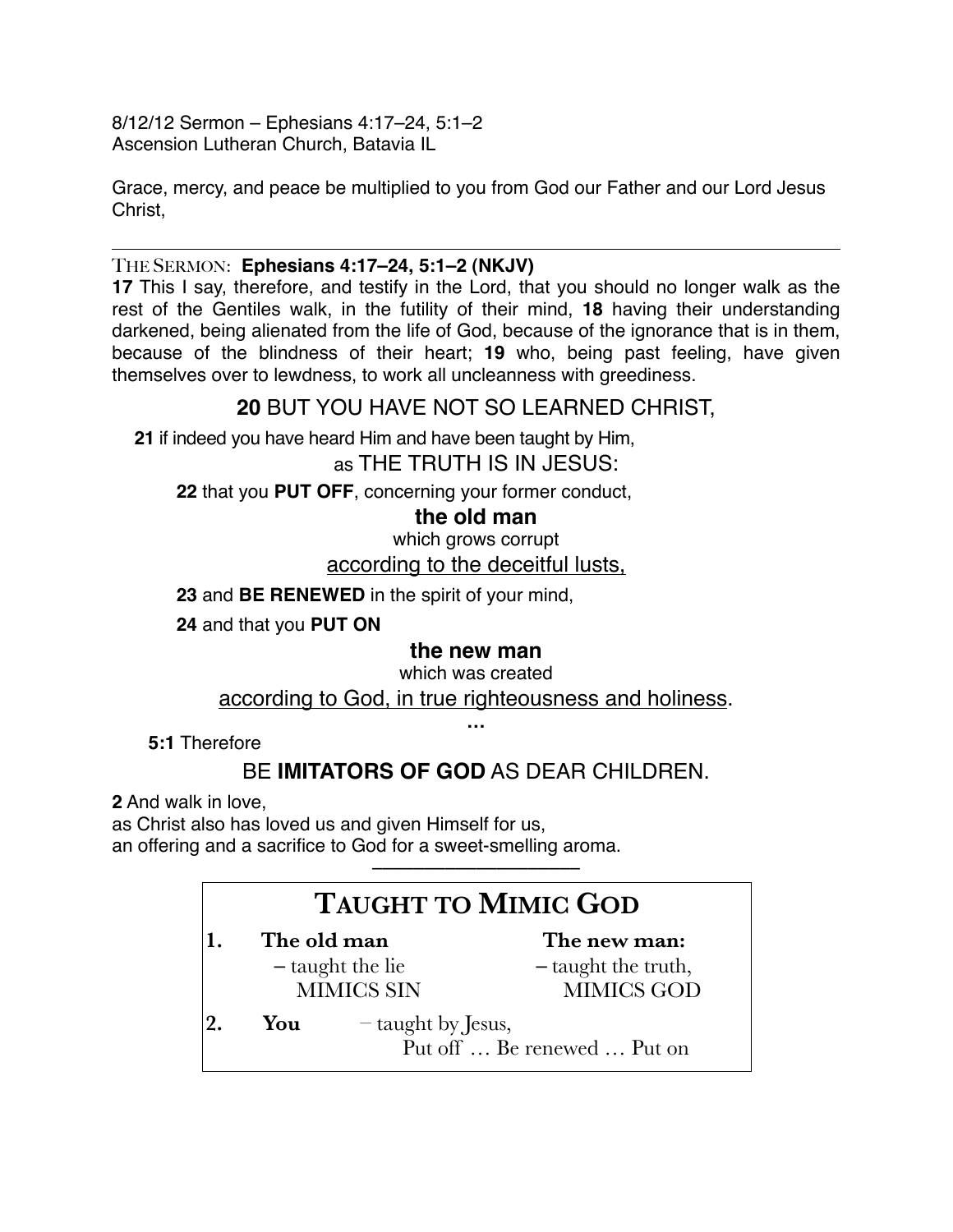8/12/12 Sermon – Ephesians 4:17–24, 5:1–2
Ascension Lutheran Church, Batavia IL

Grace, mercy, and peace be multiplied to you from God our Father and our Lord Jesus Christ,

---

THE SERMON: **Ephesians 4:17–24, 5:1–2 (NKJV)**

**17** This I say, therefore, and testify in the Lord, that you should no longer walk as the rest of the Gentiles walk, in the futility of their mind, **18** having their understanding darkened, being alienated from the life of God, because of the ignorance that is in them, because of the blindness of their heart; **19** who, being past feeling, have given themselves over to lewdness, to work all uncleanness with greediness.

**20** BUT YOU HAVE NOT SO LEARNED CHRIST,

**21** if indeed you have heard Him and have been taught by Him,

as THE TRUTH IS IN JESUS:

**22** that you **PUT OFF**, concerning your former conduct,

**the old man**

which grows corrupt

according to the deceitful lusts,

**23** and **BE RENEWED** in the spirit of your mind,

**24** and that you **PUT ON**

**the new man**

which was created

according to God, in true righteousness and holiness.

…

**5:1** Therefore

BE **IMITATORS OF GOD** AS DEAR CHILDREN.

**2** And walk in love,
as Christ also has loved us and given Himself for us,
an offering and a sacrifice to God for a sweet-smelling aroma.

---

## TAUGHT TO MIMIC GOD

1. **The old man** – taught the lie, MIMICS SIN | **The new man:** – taught the truth, MIMICS GOD
2. **You** – taught by Jesus, Put off … Be renewed … Put on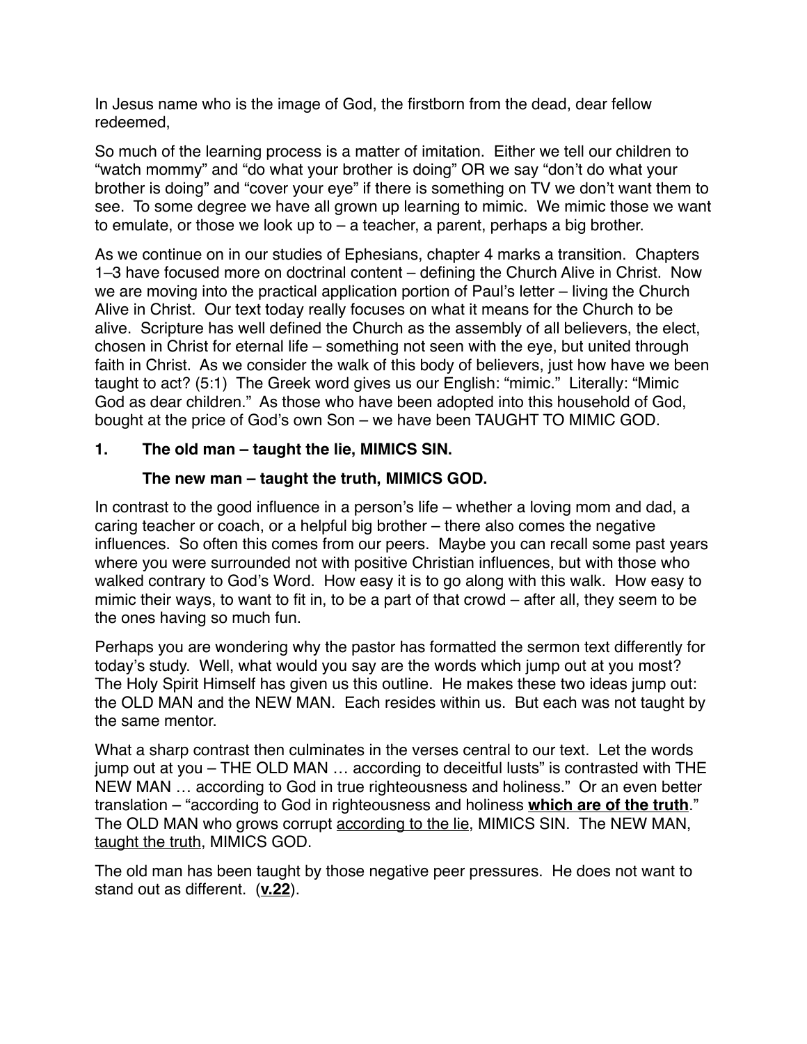In Jesus name who is the image of God, the firstborn from the dead, dear fellow redeemed,

So much of the learning process is a matter of imitation. Either we tell our children to "watch mommy" and "do what your brother is doing" OR we say "don't do what your brother is doing" and "cover your eye" if there is something on TV we don't want them to see. To some degree we have all grown up learning to mimic. We mimic those we want to emulate, or those we look up to – a teacher, a parent, perhaps a big brother.

As we continue on in our studies of Ephesians, chapter 4 marks a transition. Chapters 1–3 have focused more on doctrinal content – defining the Church Alive in Christ. Now we are moving into the practical application portion of Paul's letter – living the Church Alive in Christ. Our text today really focuses on what it means for the Church to be alive. Scripture has well defined the Church as the assembly of all believers, the elect, chosen in Christ for eternal life – something not seen with the eye, but united through faith in Christ. As we consider the walk of this body of believers, just how have we been taught to act? (5:1) The Greek word gives us our English: "mimic." Literally: "Mimic God as dear children." As those who have been adopted into this household of God, bought at the price of God's own Son – we have been TAUGHT TO MIMIC GOD.

**1. The old man – taught the lie, MIMICS SIN.**

**The new man – taught the truth, MIMICS GOD.**

In contrast to the good influence in a person's life – whether a loving mom and dad, a caring teacher or coach, or a helpful big brother – there also comes the negative influences. So often this comes from our peers. Maybe you can recall some past years where you were surrounded not with positive Christian influences, but with those who walked contrary to God's Word. How easy it is to go along with this walk. How easy to mimic their ways, to want to fit in, to be a part of that crowd – after all, they seem to be the ones having so much fun.

Perhaps you are wondering why the pastor has formatted the sermon text differently for today's study. Well, what would you say are the words which jump out at you most? The Holy Spirit Himself has given us this outline. He makes these two ideas jump out: the OLD MAN and the NEW MAN. Each resides within us. But each was not taught by the same mentor.

What a sharp contrast then culminates in the verses central to our text. Let the words jump out at you – THE OLD MAN … according to deceitful lusts" is contrasted with THE NEW MAN … according to God in true righteousness and holiness." Or an even better translation – "according to God in righteousness and holiness **<u>which are of the truth</u>**." The OLD MAN who grows corrupt <u>according to the lie</u>, MIMICS SIN. The NEW MAN, <u>taught the truth</u>, MIMICS GOD.

The old man has been taught by those negative peer pressures. He does not want to stand out as different. (**<u>v.22</u>**).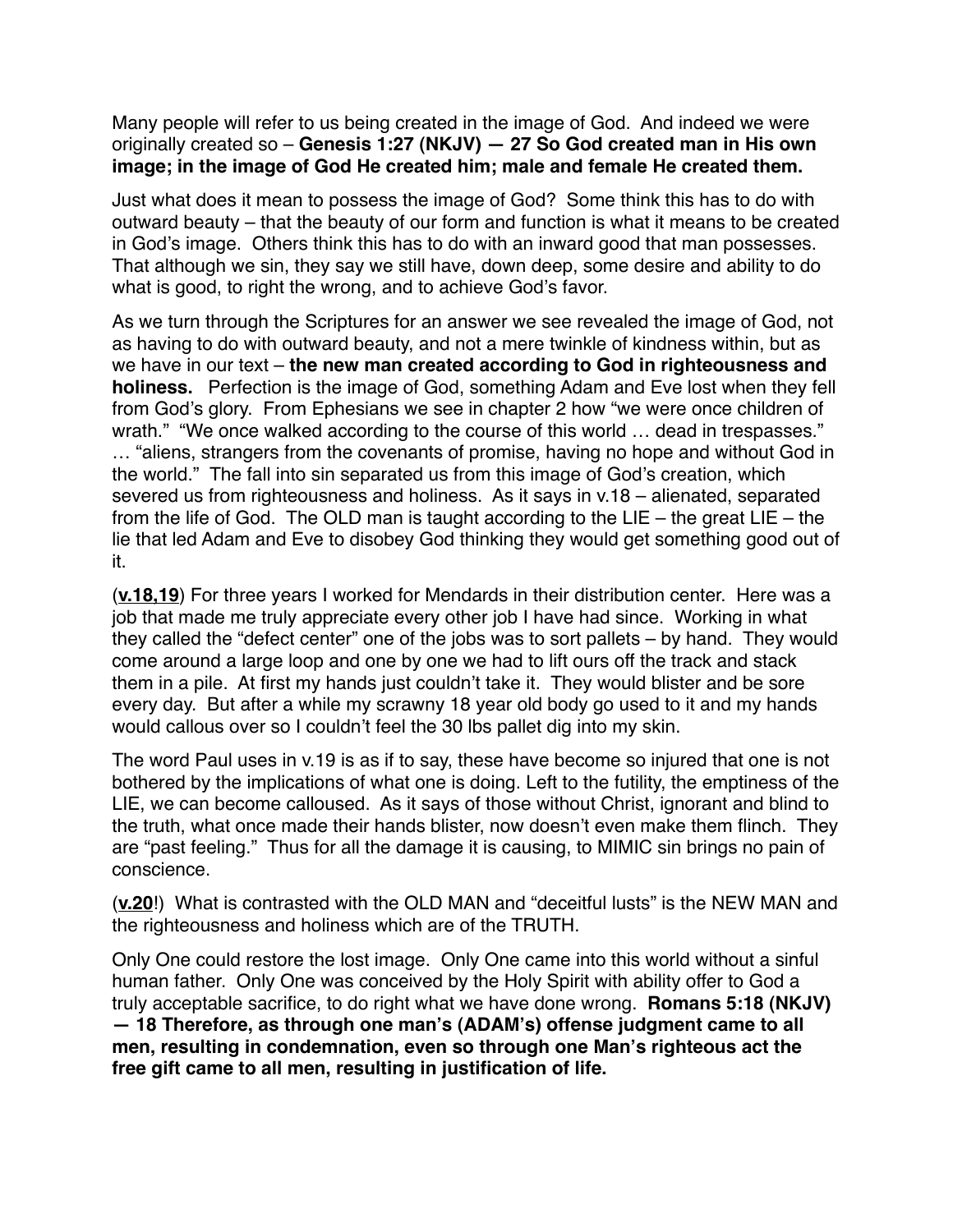Many people will refer to us being created in the image of God. And indeed we were originally created so – **Genesis 1:27 (NKJV) — 27 So God created man in His own image; in the image of God He created him; male and female He created them.**

Just what does it mean to possess the image of God? Some think this has to do with outward beauty – that the beauty of our form and function is what it means to be created in God's image. Others think this has to do with an inward good that man possesses. That although we sin, they say we still have, down deep, some desire and ability to do what is good, to right the wrong, and to achieve God's favor.

As we turn through the Scriptures for an answer we see revealed the image of God, not as having to do with outward beauty, and not a mere twinkle of kindness within, but as we have in our text – **the new man created according to God in righteousness and holiness.** Perfection is the image of God, something Adam and Eve lost when they fell from God's glory. From Ephesians we see in chapter 2 how "we were once children of wrath." "We once walked according to the course of this world … dead in trespasses." … "aliens, strangers from the covenants of promise, having no hope and without God in the world." The fall into sin separated us from this image of God's creation, which severed us from righteousness and holiness. As it says in v.18 – alienated, separated from the life of God. The OLD man is taught according to the LIE – the great LIE – the lie that led Adam and Eve to disobey God thinking they would get something good out of it.

(**<u>v.18,19</u>**) For three years I worked for Mendards in their distribution center. Here was a job that made me truly appreciate every other job I have had since. Working in what they called the "defect center" one of the jobs was to sort pallets – by hand. They would come around a large loop and one by one we had to lift ours off the track and stack them in a pile. At first my hands just couldn't take it. They would blister and be sore every day. But after a while my scrawny 18 year old body go used to it and my hands would callous over so I couldn't feel the 30 lbs pallet dig into my skin.

The word Paul uses in v.19 is as if to say, these have become so injured that one is not bothered by the implications of what one is doing. Left to the futility, the emptiness of the LIE, we can become calloused. As it says of those without Christ, ignorant and blind to the truth, what once made their hands blister, now doesn't even make them flinch. They are "past feeling." Thus for all the damage it is causing, to MIMIC sin brings no pain of conscience.

(**<u>v.20</u>**!) What is contrasted with the OLD MAN and "deceitful lusts" is the NEW MAN and the righteousness and holiness which are of the TRUTH.

Only One could restore the lost image. Only One came into this world without a sinful human father. Only One was conceived by the Holy Spirit with ability offer to God a truly acceptable sacrifice, to do right what we have done wrong. **Romans 5:18 (NKJV) — 18 Therefore, as through one man's (ADAM's) offense judgment came to all men, resulting in condemnation, even so through one Man's righteous act the free gift came to all men, resulting in justification of life.**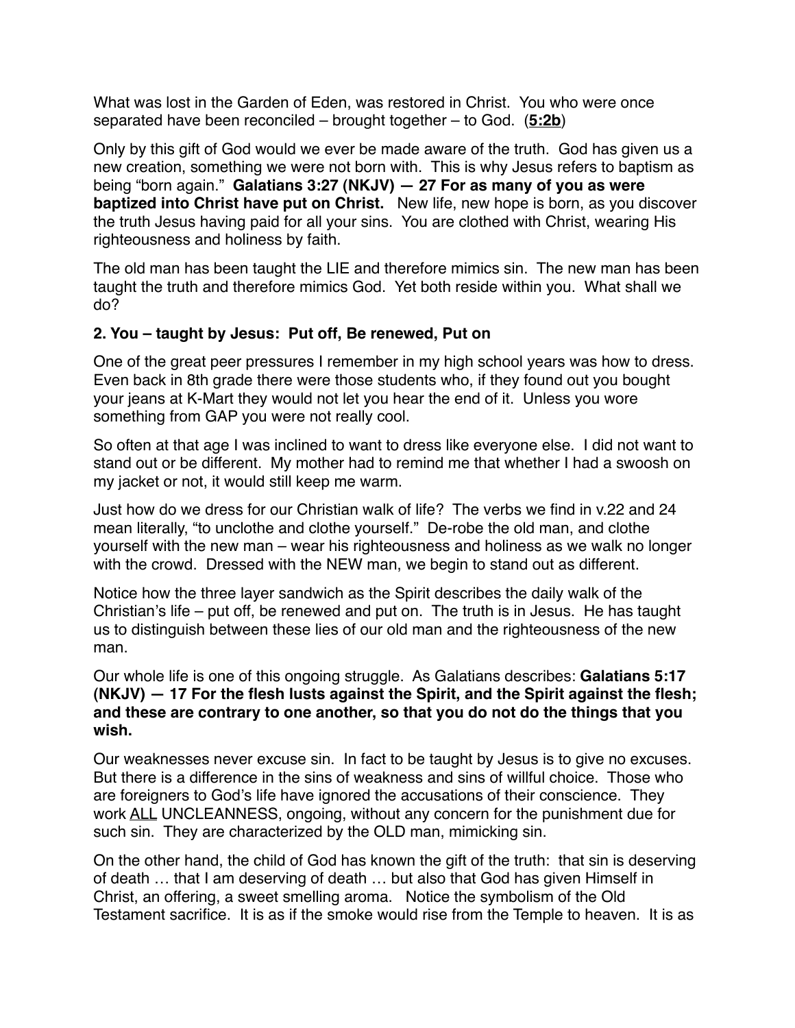What was lost in the Garden of Eden, was restored in Christ. You who were once separated have been reconciled – brought together – to God. (**5:2b**)

Only by this gift of God would we ever be made aware of the truth. God has given us a new creation, something we were not born with. This is why Jesus refers to baptism as being "born again." **Galatians 3:27 (NKJV) — 27 For as many of you as were baptized into Christ have put on Christ.** New life, new hope is born, as you discover the truth Jesus having paid for all your sins. You are clothed with Christ, wearing His righteousness and holiness by faith.

The old man has been taught the LIE and therefore mimics sin. The new man has been taught the truth and therefore mimics God. Yet both reside within you. What shall we do?

**2. You – taught by Jesus: Put off, Be renewed, Put on**

One of the great peer pressures I remember in my high school years was how to dress. Even back in 8th grade there were those students who, if they found out you bought your jeans at K-Mart they would not let you hear the end of it. Unless you wore something from GAP you were not really cool.

So often at that age I was inclined to want to dress like everyone else. I did not want to stand out or be different. My mother had to remind me that whether I had a swoosh on my jacket or not, it would still keep me warm.

Just how do we dress for our Christian walk of life? The verbs we find in v.22 and 24 mean literally, "to unclothe and clothe yourself." De-robe the old man, and clothe yourself with the new man – wear his righteousness and holiness as we walk no longer with the crowd. Dressed with the NEW man, we begin to stand out as different.

Notice how the three layer sandwich as the Spirit describes the daily walk of the Christian's life – put off, be renewed and put on. The truth is in Jesus. He has taught us to distinguish between these lies of our old man and the righteousness of the new man.

Our whole life is one of this ongoing struggle. As Galatians describes: **Galatians 5:17 (NKJV) — 17 For the flesh lusts against the Spirit, and the Spirit against the flesh; and these are contrary to one another, so that you do not do the things that you wish.**

Our weaknesses never excuse sin. In fact to be taught by Jesus is to give no excuses. But there is a difference in the sins of weakness and sins of willful choice. Those who are foreigners to God's life have ignored the accusations of their conscience. They work <u>ALL</u> UNCLEANNESS, ongoing, without any concern for the punishment due for such sin. They are characterized by the OLD man, mimicking sin.

On the other hand, the child of God has known the gift of the truth: that sin is deserving of death … that I am deserving of death … but also that God has given Himself in Christ, an offering, a sweet smelling aroma. Notice the symbolism of the Old Testament sacrifice. It is as if the smoke would rise from the Temple to heaven. It is as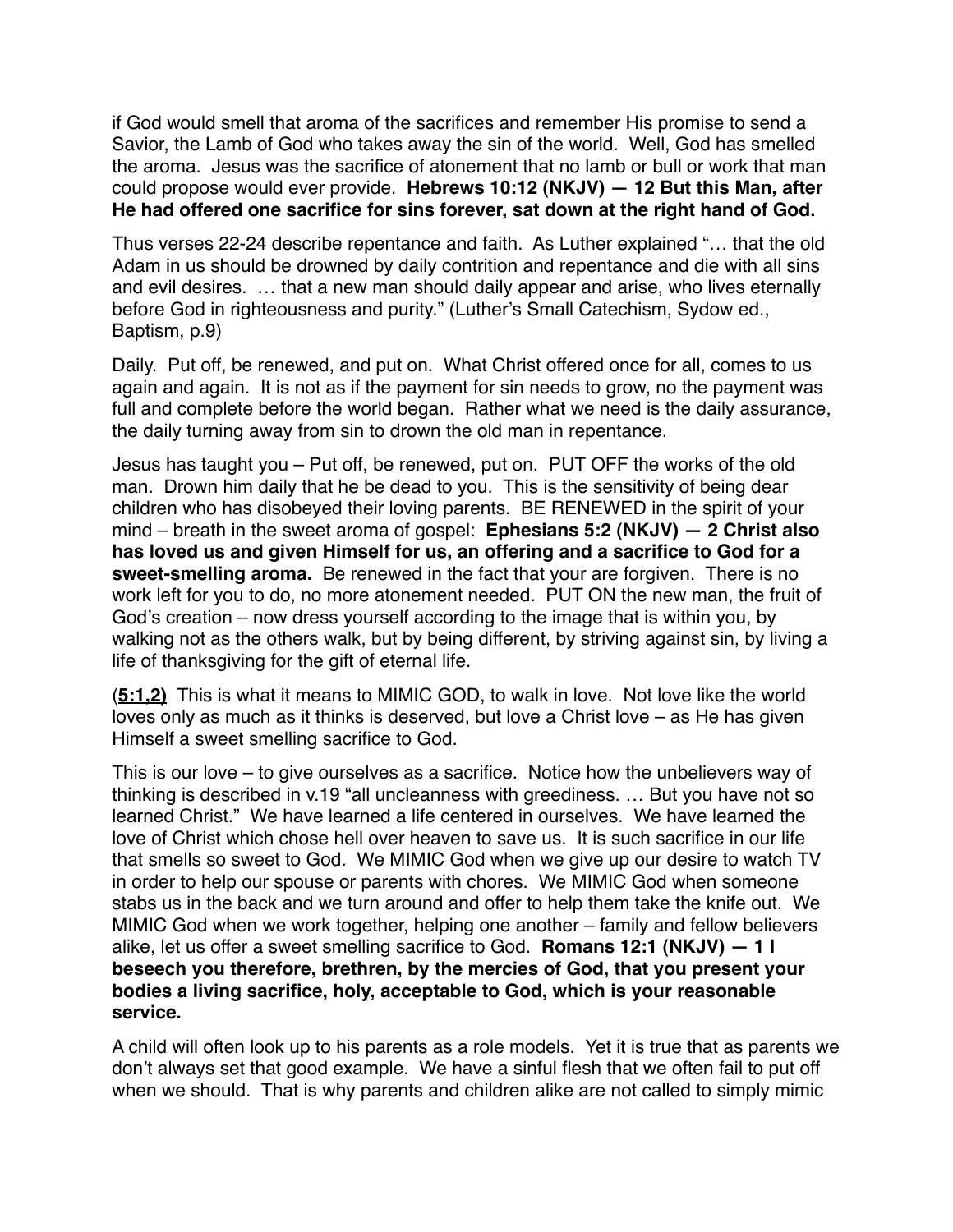if God would smell that aroma of the sacrifices and remember His promise to send a Savior, the Lamb of God who takes away the sin of the world. Well, God has smelled the aroma. Jesus was the sacrifice of atonement that no lamb or bull or work that man could propose would ever provide. **Hebrews 10:12 (NKJV) — 12 But this Man, after He had offered one sacrifice for sins forever, sat down at the right hand of God.**

Thus verses 22-24 describe repentance and faith. As Luther explained "… that the old Adam in us should be drowned by daily contrition and repentance and die with all sins and evil desires. … that a new man should daily appear and arise, who lives eternally before God in righteousness and purity." (Luther's Small Catechism, Sydow ed., Baptism, p.9)

Daily. Put off, be renewed, and put on. What Christ offered once for all, comes to us again and again. It is not as if the payment for sin needs to grow, no the payment was full and complete before the world began. Rather what we need is the daily assurance, the daily turning away from sin to drown the old man in repentance.

Jesus has taught you – Put off, be renewed, put on. PUT OFF the works of the old man. Drown him daily that he be dead to you. This is the sensitivity of being dear children who has disobeyed their loving parents. BE RENEWED in the spirit of your mind – breath in the sweet aroma of gospel: **Ephesians 5:2 (NKJV) — 2 Christ also has loved us and given Himself for us, an offering and a sacrifice to God for a sweet-smelling aroma.** Be renewed in the fact that your are forgiven. There is no work left for you to do, no more atonement needed. PUT ON the new man, the fruit of God's creation – now dress yourself according to the image that is within you, by walking not as the others walk, but by being different, by striving against sin, by living a life of thanksgiving for the gift of eternal life.

(**5:1,2**) This is what it means to MIMIC GOD, to walk in love. Not love like the world loves only as much as it thinks is deserved, but love a Christ love – as He has given Himself a sweet smelling sacrifice to God.

This is our love – to give ourselves as a sacrifice. Notice how the unbelievers way of thinking is described in v.19 "all uncleanness with greediness. … But you have not so learned Christ." We have learned a life centered in ourselves. We have learned the love of Christ which chose hell over heaven to save us. It is such sacrifice in our life that smells so sweet to God. We MIMIC God when we give up our desire to watch TV in order to help our spouse or parents with chores. We MIMIC God when someone stabs us in the back and we turn around and offer to help them take the knife out. We MIMIC God when we work together, helping one another – family and fellow believers alike, let us offer a sweet smelling sacrifice to God. **Romans 12:1 (NKJV) — 1 I beseech you therefore, brethren, by the mercies of God, that you present your bodies a living sacrifice, holy, acceptable to God, which is your reasonable service.**

A child will often look up to his parents as a role models. Yet it is true that as parents we don't always set that good example. We have a sinful flesh that we often fail to put off when we should. That is why parents and children alike are not called to simply mimic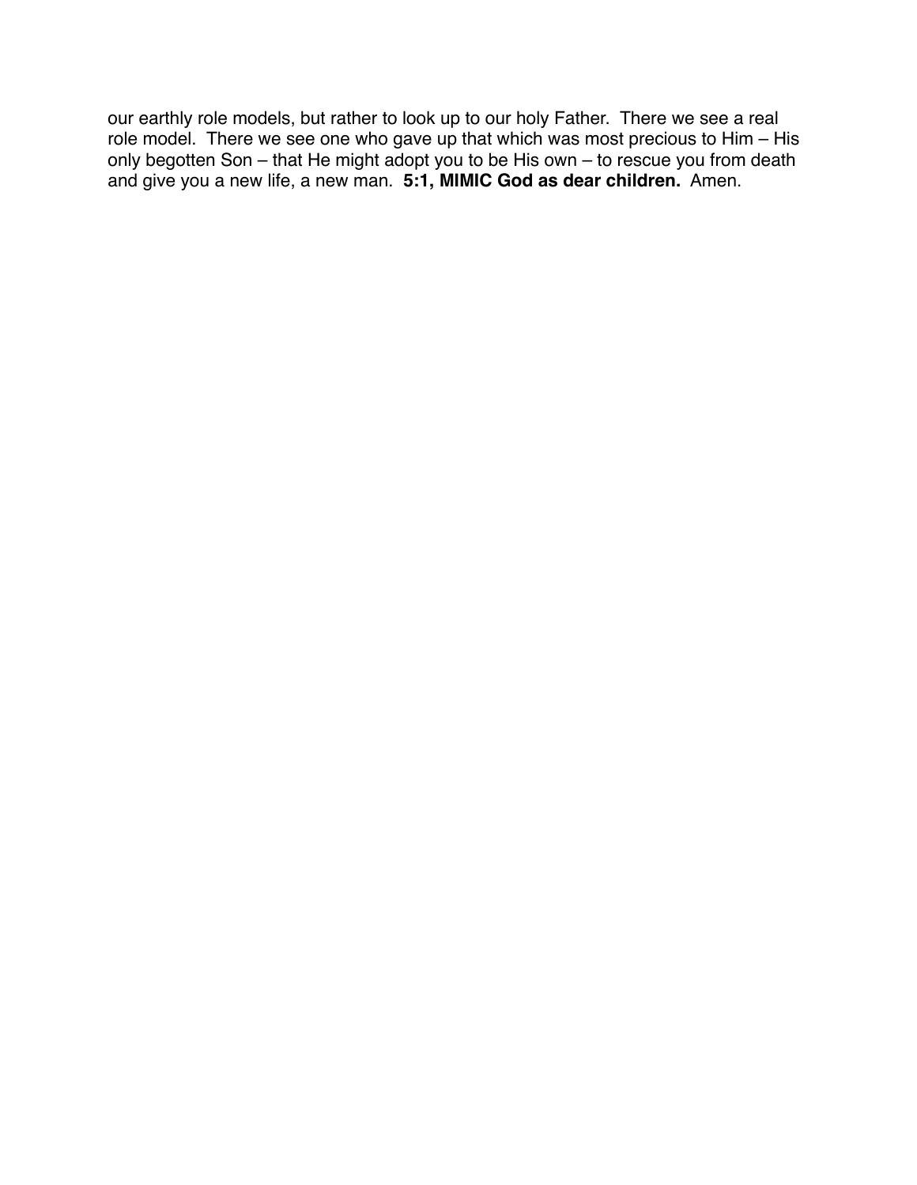our earthly role models, but rather to look up to our holy Father. There we see a real role model. There we see one who gave up that which was most precious to Him – His only begotten Son – that He might adopt you to be His own – to rescue you from death and give you a new life, a new man. **5:1, MIMIC God as dear children.** Amen.